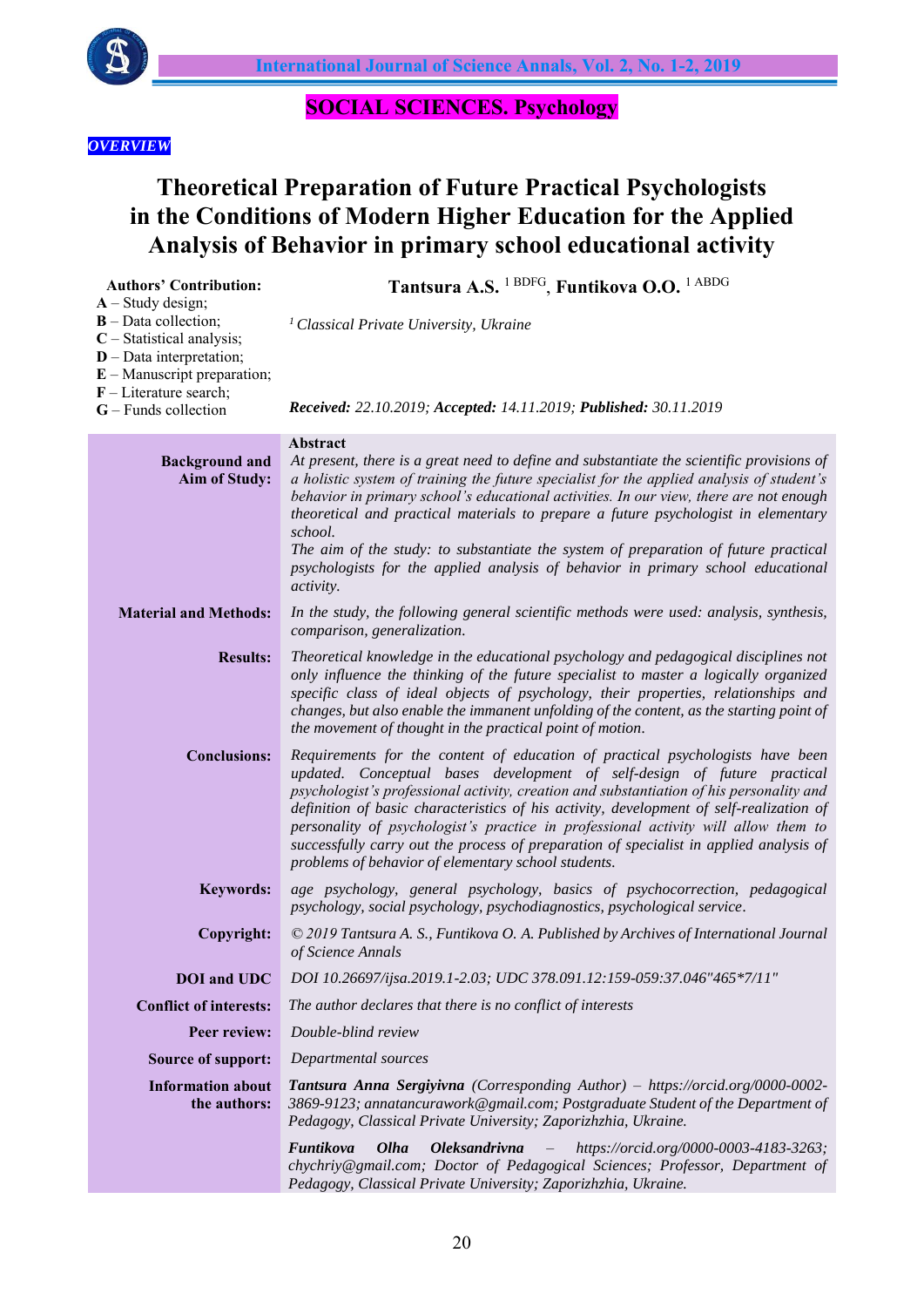**SOCIAL SCIENCES. Psychology**

***OVERVIEW***

# Theoretical Preparation of Future Practical Psychologists in the Conditions of Modern Higher Education for the Applied Analysis of Behavior in primary school educational activity

**Authors' Contribution:**
**A** – Study design;
**B** – Data collection;
**C** – Statistical analysis;
**D** – Data interpretation;
**E** – Manuscript preparation;
**F** – Literature search;
**G** – Funds collection

**Tantsura A.S.** [1 BDFG], **Funtikova O.O.** [1 ABDG]

[1] *Classical Private University, Ukraine*

***Received:*** *22.10.2019;* ***Accepted:*** *14.11.2019;* ***Published:*** *30.11.2019*

**Abstract**

**Background and Aim of Study:** *At present, there is a great need to define and substantiate the scientific provisions of a holistic system of training the future specialist for the applied analysis of student's behavior in primary school's educational activities. In our view, there are not enough theoretical and practical materials to prepare a future psychologist in elementary school.*
*The aim of the study: to substantiate the system of preparation of future practical psychologists for the applied analysis of behavior in primary school educational activity.*

**Material and Methods:** *In the study, the following general scientific methods were used: analysis, synthesis, comparison, generalization.*

**Results:** *Theoretical knowledge in the educational psychology and pedagogical disciplines not only influence the thinking of the future specialist to master a logically organized specific class of ideal objects of psychology, their properties, relationships and changes, but also enable the immanent unfolding of the content, as the starting point of the movement of thought in the practical point of motion.*

**Conclusions:** *Requirements for the content of education of practical psychologists have been updated. Conceptual bases development of self-design of future practical psychologist's professional activity, creation and substantiation of his personality and definition of basic characteristics of his activity, development of self-realization of personality of psychologist's practice in professional activity will allow them to successfully carry out the process of preparation of specialist in applied analysis of problems of behavior of elementary school students.*

**Keywords:** *age psychology, general psychology, basics of psychocorrection, pedagogical psychology, social psychology, psychodiagnostics, psychological service.*

**Copyright:** *© 2019 Tantsura A. S., Funtikova O. A. Published by Archives of International Journal of Science Annals*

**DOI and UDC** *DOI 10.26697/ijsa.2019.1-2.03; UDC 378.091.12:159-059:37.046"465*7/11"*

**Conflict of interests:** *The author declares that there is no conflict of interests*

**Peer review:** *Double-blind review*

**Source of support:** *Departmental sources*

**Information about the authors:** ***Tantsura Anna Sergiyivna*** *(Corresponding Author) – https://orcid.org/0000-0002-3869-9123; annatancurawork@gmail.com; Postgraduate Student of the Department of Pedagogy, Classical Private University; Zaporizhzhia, Ukraine.*

***Funtikova Olha Oleksandrivna*** *– https://orcid.org/0000-0003-4183-3263; chychriy@gmail.com; Doctor of Pedagogical Sciences; Professor, Department of Pedagogy, Classical Private University; Zaporizhzhia, Ukraine.*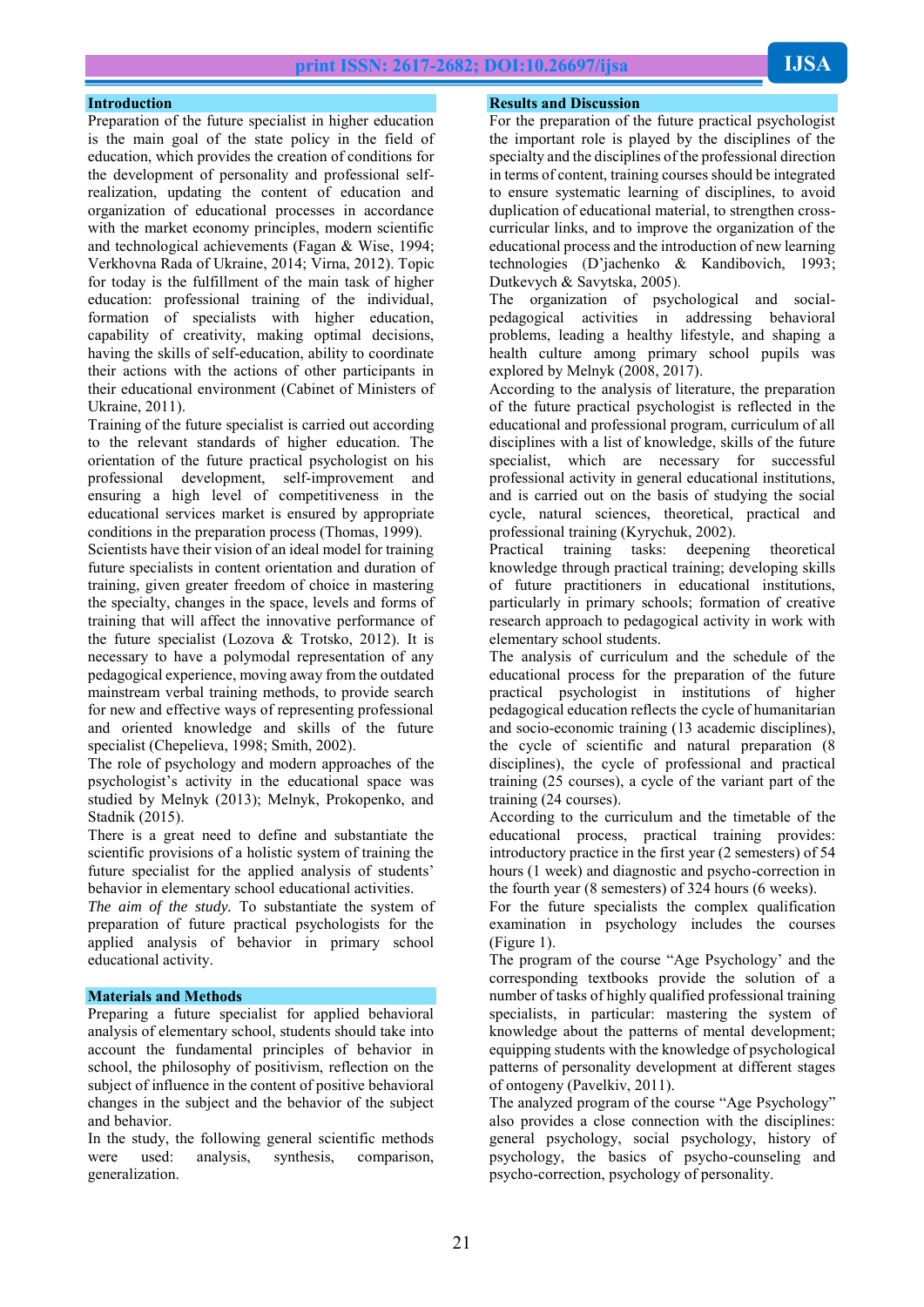## Introduction

Preparation of the future specialist in higher education is the main goal of the state policy in the field of education, which provides the creation of conditions for the development of personality and professional self-realization, updating the content of education and organization of educational processes in accordance with the market economy principles, modern scientific and technological achievements (Fagan & Wise, 1994; Verkhovna Rada of Ukraine, 2014; Virna, 2012). Topic for today is the fulfillment of the main task of higher education: professional training of the individual, formation of specialists with higher education, capability of creativity, making optimal decisions, having the skills of self-education, ability to coordinate their actions with the actions of other participants in their educational environment (Cabinet of Ministers of Ukraine, 2011).

Training of the future specialist is carried out according to the relevant standards of higher education. The orientation of the future practical psychologist on his professional development, self-improvement and ensuring a high level of competitiveness in the educational services market is ensured by appropriate conditions in the preparation process (Thomas, 1999).

Scientists have their vision of an ideal model for training future specialists in content orientation and duration of training, given greater freedom of choice in mastering the specialty, changes in the space, levels and forms of training that will affect the innovative performance of the future specialist (Lozova & Trotsko, 2012). It is necessary to have a polymodal representation of any pedagogical experience, moving away from the outdated mainstream verbal training methods, to provide search for new and effective ways of representing professional and oriented knowledge and skills of the future specialist (Chepelieva, 1998; Smith, 2002).

The role of psychology and modern approaches of the psychologist's activity in the educational space was studied by Melnyk (2013); Melnyk, Prokopenko, and Stadnik (2015).

There is a great need to define and substantiate the scientific provisions of a holistic system of training the future specialist for the applied analysis of students' behavior in elementary school educational activities.

*The aim of the study.* To substantiate the system of preparation of future practical psychologists for the applied analysis of behavior in primary school educational activity.

## Materials and Methods

Preparing a future specialist for applied behavioral analysis of elementary school, students should take into account the fundamental principles of behavior in school, the philosophy of positivism, reflection on the subject of influence in the content of positive behavioral changes in the subject and the behavior of the subject and behavior.

In the study, the following general scientific methods were used: analysis, synthesis, comparison, generalization.

## Results and Discussion

For the preparation of the future practical psychologist the important role is played by the disciplines of the specialty and the disciplines of the professional direction in terms of content, training courses should be integrated to ensure systematic learning of disciplines, to avoid duplication of educational material, to strengthen cross-curricular links, and to improve the organization of the educational process and the introduction of new learning technologies (D'jachenko & Kandibovich, 1993; Dutkevych & Savytska, 2005).

The organization of psychological and social-pedagogical activities in addressing behavioral problems, leading a healthy lifestyle, and shaping a health culture among primary school pupils was explored by Melnyk (2008, 2017).

According to the analysis of literature, the preparation of the future practical psychologist is reflected in the educational and professional program, curriculum of all disciplines with a list of knowledge, skills of the future specialist, which are necessary for successful professional activity in general educational institutions, and is carried out on the basis of studying the social cycle, natural sciences, theoretical, practical and professional training (Kyrychuk, 2002).

Practical training tasks: deepening theoretical knowledge through practical training; developing skills of future practitioners in educational institutions, particularly in primary schools; formation of creative research approach to pedagogical activity in work with elementary school students.

The analysis of curriculum and the schedule of the educational process for the preparation of the future practical psychologist in institutions of higher pedagogical education reflects the cycle of humanitarian and socio-economic training (13 academic disciplines), the cycle of scientific and natural preparation (8 disciplines), the cycle of professional and practical training (25 courses), a cycle of the variant part of the training (24 courses).

According to the curriculum and the timetable of the educational process, practical training provides: introductory practice in the first year (2 semesters) of 54 hours (1 week) and diagnostic and psycho-correction in the fourth year (8 semesters) of 324 hours (6 weeks).

For the future specialists the complex qualification examination in psychology includes the courses (Figure 1).

The program of the course "Age Psychology' and the corresponding textbooks provide the solution of a number of tasks of highly qualified professional training specialists, in particular: mastering the system of knowledge about the patterns of mental development; equipping students with the knowledge of psychological patterns of personality development at different stages of ontogeny (Pavelkiv, 2011).

The analyzed program of the course "Age Psychology" also provides a close connection with the disciplines: general psychology, social psychology, history of psychology, the basics of psycho-counseling and psycho-correction, psychology of personality.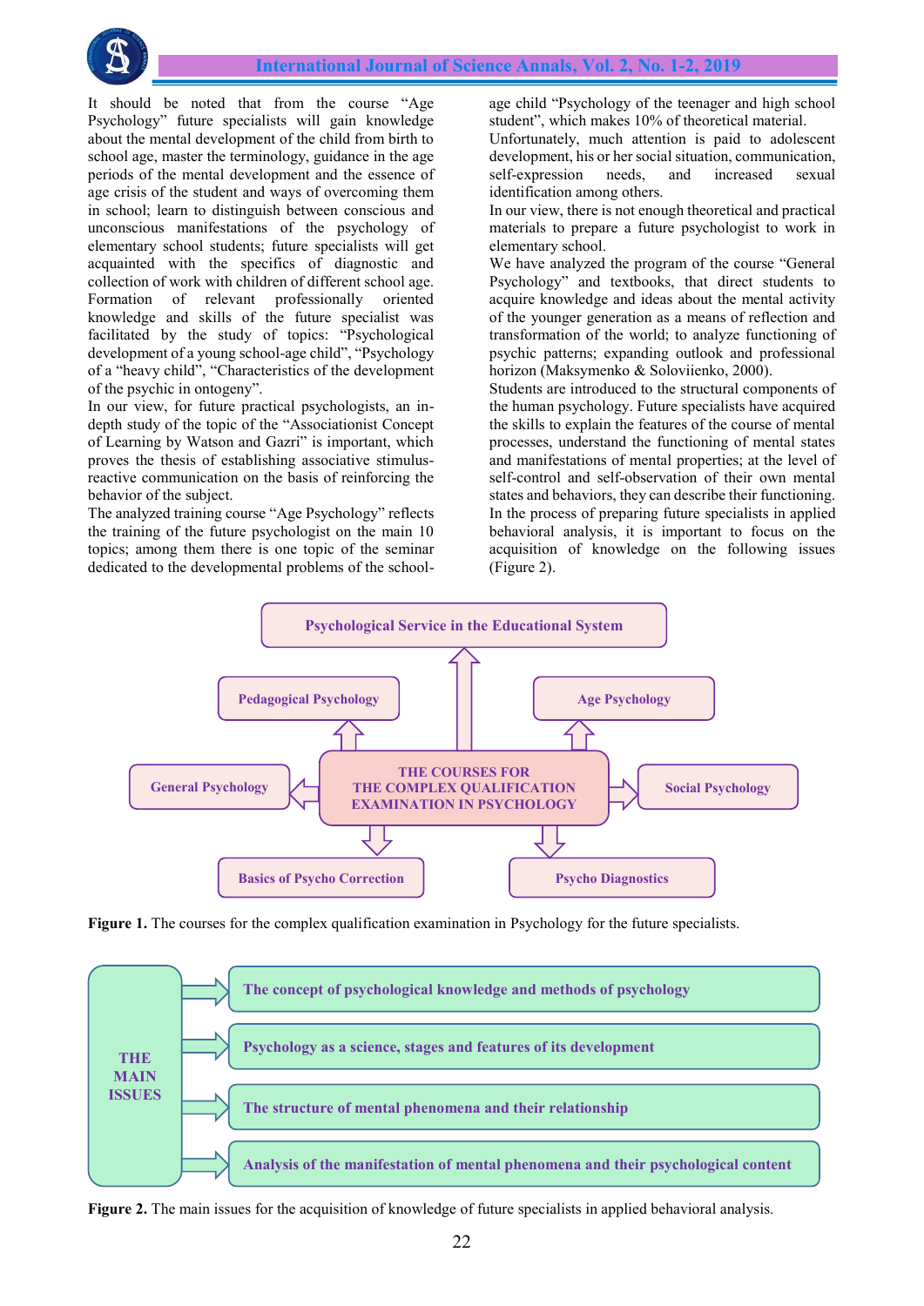It should be noted that from the course "Age Psychology" future specialists will gain knowledge about the mental development of the child from birth to school age, master the terminology, guidance in the age periods of the mental development and the essence of age crisis of the student and ways of overcoming them in school; learn to distinguish between conscious and unconscious manifestations of the psychology of elementary school students; future specialists will get acquainted with the specifics of diagnostic and collection of work with children of different school age. Formation of relevant professionally oriented knowledge and skills of the future specialist was facilitated by the study of topics: "Psychological development of a young school-age child", "Psychology of a "heavy child", "Characteristics of the development of the psychic in ontogeny".

In our view, for future practical psychologists, an in-depth study of the topic of the "Associationist Concept of Learning by Watson and Gazri" is important, which proves the thesis of establishing associative stimulus-reactive communication on the basis of reinforcing the behavior of the subject.

The analyzed training course "Age Psychology" reflects the training of the future psychologist on the main 10 topics; among them there is one topic of the seminar dedicated to the developmental problems of the school-age child "Psychology of the teenager and high school student", which makes 10% of theoretical material.

Unfortunately, much attention is paid to adolescent development, his or her social situation, communication, self-expression needs, and increased sexual identification among others.

In our view, there is not enough theoretical and practical materials to prepare a future psychologist to work in elementary school.

We have analyzed the program of the course "General Psychology" and textbooks, that direct students to acquire knowledge and ideas about the mental activity of the younger generation as a means of reflection and transformation of the world; to analyze functioning of psychic patterns; expanding outlook and professional horizon (Maksymenko & Soloviienko, 2000).

Students are introduced to the structural components of the human psychology. Future specialists have acquired the skills to explain the features of the course of mental processes, understand the functioning of mental states and manifestations of mental properties; at the level of self-control and self-observation of their own mental states and behaviors, they can describe their functioning.

In the process of preparing future specialists in applied behavioral analysis, it is important to focus on the acquisition of knowledge on the following issues (Figure 2).

THE COURSES FOR THE COMPLEX QUALIFICATION EXAMINATION IN PSYCHOLOGY → Psychological Service in the Educational System; Pedagogical Psychology; Age Psychology; General Psychology; Social Psychology; Basics of Psycho Correction; Psycho Diagnostics

**Figure 1.** The courses for the complex qualification examination in Psychology for the future specialists.

THE MAIN ISSUES →
- The concept of psychological knowledge and methods of psychology
- Psychology as a science, stages and features of its development
- The structure of mental phenomena and their relationship
- Analysis of the manifestation of mental phenomena and their psychological content

**Figure 2.** The main issues for the acquisition of knowledge of future specialists in applied behavioral analysis.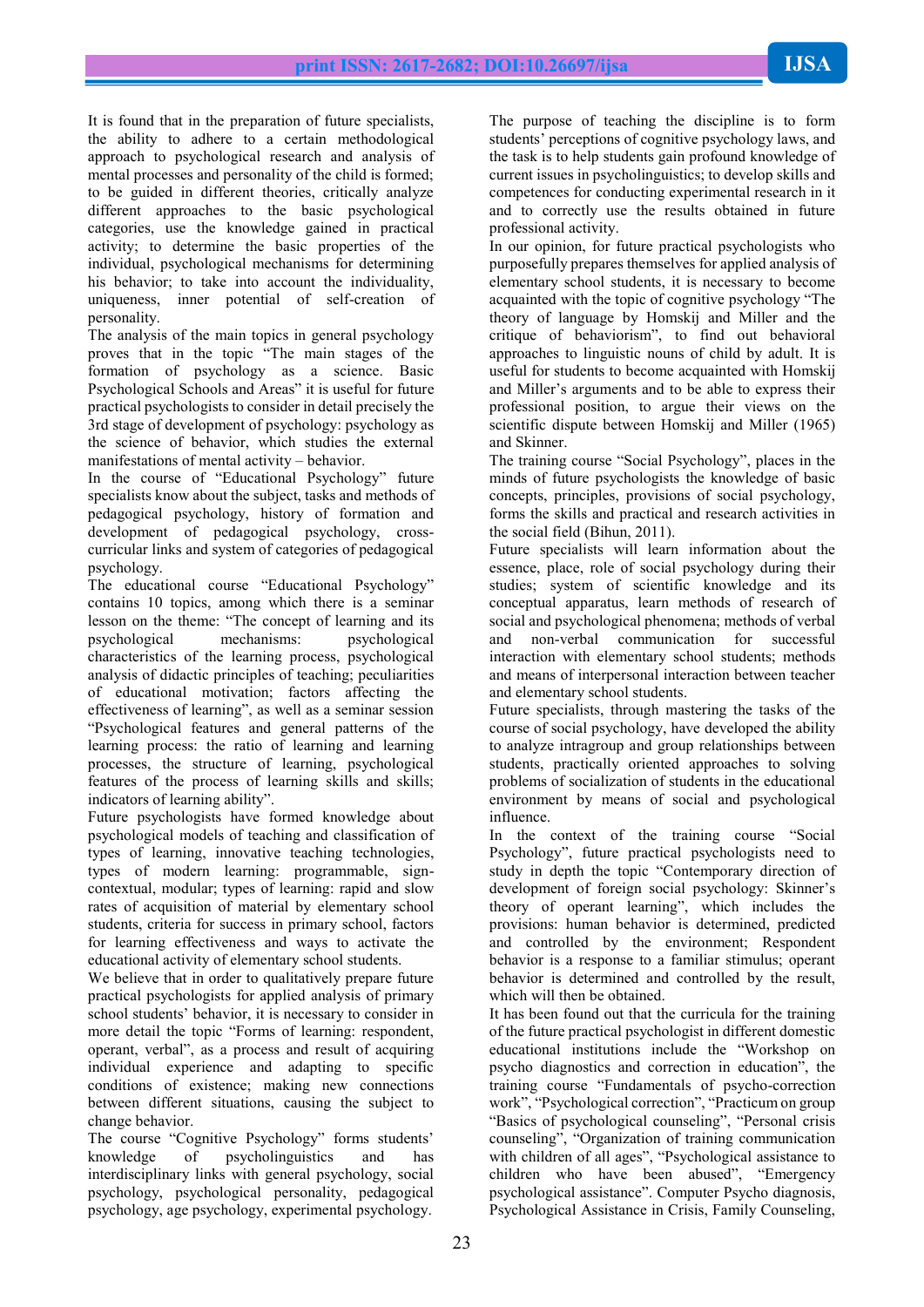It is found that in the preparation of future specialists, the ability to adhere to a certain methodological approach to psychological research and analysis of mental processes and personality of the child is formed; to be guided in different theories, critically analyze different approaches to the basic psychological categories, use the knowledge gained in practical activity; to determine the basic properties of the individual, psychological mechanisms for determining his behavior; to take into account the individuality, uniqueness, inner potential of self-creation of personality.

The analysis of the main topics in general psychology proves that in the topic "The main stages of the formation of psychology as a science. Basic Psychological Schools and Areas" it is useful for future practical psychologists to consider in detail precisely the 3rd stage of development of psychology: psychology as the science of behavior, which studies the external manifestations of mental activity – behavior.

In the course of "Educational Psychology" future specialists know about the subject, tasks and methods of pedagogical psychology, history of formation and development of pedagogical psychology, cross-curricular links and system of categories of pedagogical psychology.

The educational course "Educational Psychology" contains 10 topics, among which there is a seminar lesson on the theme: "The concept of learning and its psychological mechanisms: psychological characteristics of the learning process, psychological analysis of didactic principles of teaching; peculiarities of educational motivation; factors affecting the effectiveness of learning", as well as a seminar session "Psychological features and general patterns of the learning process: the ratio of learning and learning processes, the structure of learning, psychological features of the process of learning skills and skills; indicators of learning ability".

Future psychologists have formed knowledge about psychological models of teaching and classification of types of learning, innovative teaching technologies, types of modern learning: programmable, sign-contextual, modular; types of learning: rapid and slow rates of acquisition of material by elementary school students, criteria for success in primary school, factors for learning effectiveness and ways to activate the educational activity of elementary school students.

We believe that in order to qualitatively prepare future practical psychologists for applied analysis of primary school students' behavior, it is necessary to consider in more detail the topic "Forms of learning: respondent, operant, verbal", as a process and result of acquiring individual experience and adapting to specific conditions of existence; making new connections between different situations, causing the subject to change behavior.

The course "Cognitive Psychology" forms students' knowledge of psycholinguistics and has interdisciplinary links with general psychology, social psychology, psychological personality, pedagogical psychology, age psychology, experimental psychology.

The purpose of teaching the discipline is to form students' perceptions of cognitive psychology laws, and the task is to help students gain profound knowledge of current issues in psycholinguistics; to develop skills and competences for conducting experimental research in it and to correctly use the results obtained in future professional activity.

In our opinion, for future practical psychologists who purposefully prepares themselves for applied analysis of elementary school students, it is necessary to become acquainted with the topic of cognitive psychology "The theory of language by Homskij and Miller and the critique of behaviorism", to find out behavioral approaches to linguistic nouns of child by adult. It is useful for students to become acquainted with Homskij and Miller's arguments and to be able to express their professional position, to argue their views on the scientific dispute between Homskij and Miller (1965) and Skinner.

The training course "Social Psychology", places in the minds of future psychologists the knowledge of basic concepts, principles, provisions of social psychology, forms the skills and practical and research activities in the social field (Bihun, 2011).

Future specialists will learn information about the essence, place, role of social psychology during their studies; system of scientific knowledge and its conceptual apparatus, learn methods of research of social and psychological phenomena; methods of verbal and non-verbal communication for successful interaction with elementary school students; methods and means of interpersonal interaction between teacher and elementary school students.

Future specialists, through mastering the tasks of the course of social psychology, have developed the ability to analyze intragroup and group relationships between students, practically oriented approaches to solving problems of socialization of students in the educational environment by means of social and psychological influence.

In the context of the training course "Social Psychology", future practical psychologists need to study in depth the topic "Contemporary direction of development of foreign social psychology: Skinner's theory of operant learning", which includes the provisions: human behavior is determined, predicted and controlled by the environment; Respondent behavior is a response to a familiar stimulus; operant behavior is determined and controlled by the result, which will then be obtained.

It has been found out that the curricula for the training of the future practical psychologist in different domestic educational institutions include the "Workshop on psycho diagnostics and correction in education", the training course "Fundamentals of psycho-correction work", "Psychological correction", "Practicum on group "Basics of psychological counseling", "Personal crisis counseling", "Organization of training communication with children of all ages", "Psychological assistance to children who have been abused", "Emergency psychological assistance". Computer Psycho diagnosis, Psychological Assistance in Crisis, Family Counseling,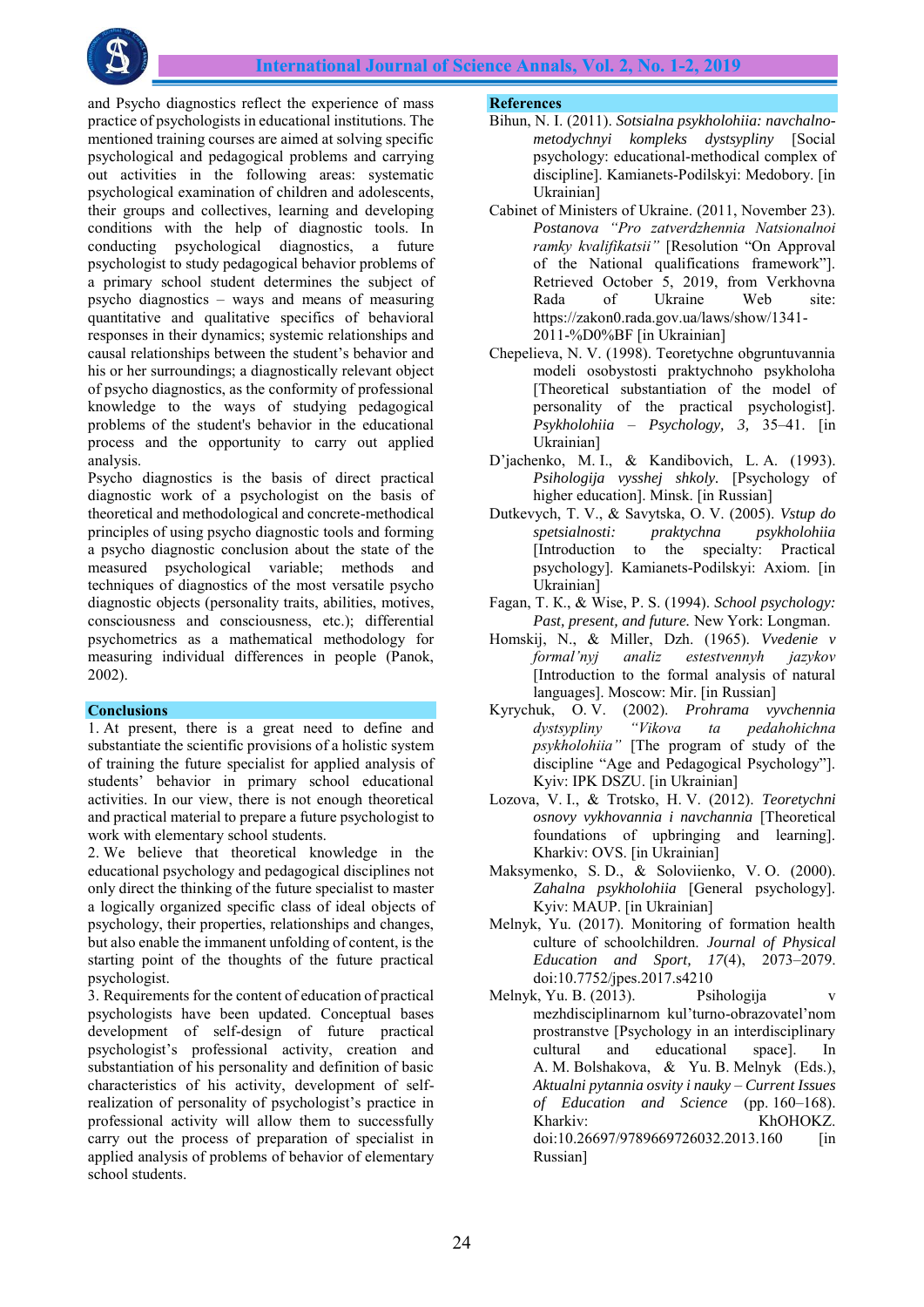and Psycho diagnostics reflect the experience of mass practice of psychologists in educational institutions. The mentioned training courses are aimed at solving specific psychological and pedagogical problems and carrying out activities in the following areas: systematic psychological examination of children and adolescents, their groups and collectives, learning and developing conditions with the help of diagnostic tools. In conducting psychological diagnostics, a future psychologist to study pedagogical behavior problems of a primary school student determines the subject of psycho diagnostics – ways and means of measuring quantitative and qualitative specifics of behavioral responses in their dynamics; systemic relationships and causal relationships between the student's behavior and his or her surroundings; a diagnostically relevant object of psycho diagnostics, as the conformity of professional knowledge to the ways of studying pedagogical problems of the student's behavior in the educational process and the opportunity to carry out applied analysis.

Psycho diagnostics is the basis of direct practical diagnostic work of a psychologist on the basis of theoretical and methodological and concrete-methodical principles of using psycho diagnostic tools and forming a psycho diagnostic conclusion about the state of the measured psychological variable; methods and techniques of diagnostics of the most versatile psycho diagnostic objects (personality traits, abilities, motives, consciousness and consciousness, etc.); differential psychometrics as a mathematical methodology for measuring individual differences in people (Panok, 2002).

## Conclusions

1. At present, there is a great need to define and substantiate the scientific provisions of a holistic system of training the future specialist for applied analysis of students' behavior in primary school educational activities. In our view, there is not enough theoretical and practical material to prepare a future psychologist to work with elementary school students.

2. We believe that theoretical knowledge in the educational psychology and pedagogical disciplines not only direct the thinking of the future specialist to master a logically organized specific class of ideal objects of psychology, their properties, relationships and changes, but also enable the immanent unfolding of content, is the starting point of the thoughts of the future practical psychologist.

3. Requirements for the content of education of practical psychologists have been updated. Conceptual bases development of self-design of future practical psychologist's professional activity, creation and substantiation of his personality and definition of basic characteristics of his activity, development of self-realization of personality of psychologist's practice in professional activity will allow them to successfully carry out the process of preparation of specialist in applied analysis of problems of behavior of elementary school students.

## References

Bihun, N. I. (2011). *Sotsialna psykholohiia: navchalno-metodychnyi kompleks dystsypliny* [Social psychology: educational-methodical complex of discipline]. Kamianets-Podilskyi: Medobory. [in Ukrainian]

Cabinet of Ministers of Ukraine. (2011, November 23). *Postanova "Pro zatverdzhennia Natsionalnoi ramky kvalifikatsii"* [Resolution "On Approval of the National qualifications framework"]. Retrieved October 5, 2019, from Verkhovna Rada of Ukraine Web site: https://zakon0.rada.gov.ua/laws/show/1341-2011-%D0%BF [in Ukrainian]

Chepelieva, N. V. (1998). Teoretychne obgruntuvannia modeli osobystosti praktychnoho psykholoha [Theoretical substantiation of the model of personality of the practical psychologist]. *Psykholohiia – Psychology, 3,* 35–41. [in Ukrainian]

D'jachenko, M. I., & Kandibovich, L. A. (1993). *Psihologija vysshej shkoly.* [Psychology of higher education]. Minsk. [in Russian]

Dutkevych, T. V., & Savytska, O. V. (2005). *Vstup do spetsialnosti: praktychna psykholohiia* [Introduction to the specialty: Practical psychology]. Kamianets-Podilskyi: Axiom. [in Ukrainian]

Fagan, T. K., & Wise, P. S. (1994). *School psychology: Past, present, and future.* New York: Longman.

Homskij, N., & Miller, Dzh. (1965). *Vvedenie v formal'nyj analiz estestvennyh jazykov* [Introduction to the formal analysis of natural languages]. Moscow: Mir. [in Russian]

Kyrychuk, O. V. (2002). *Prohrama vyvchennia dystsypliny "Vikova ta pedahohichna psykholohiia"* [The program of study of the discipline "Age and Pedagogical Psychology"]. Kyiv: IPK DSZU. [in Ukrainian]

Lozova, V. I., & Trotsko, H. V. (2012). *Teoretychni osnovy vykhovannia i navchannia* [Theoretical foundations of upbringing and learning]. Kharkiv: OVS. [in Ukrainian]

Maksymenko, S. D., & Soloviienko, V. O. (2000). *Zahalna psykholohiia* [General psychology]. Kyiv: MAUP. [in Ukrainian]

Melnyk, Yu. (2017). Monitoring of formation health culture of schoolchildren. *Journal of Physical Education and Sport, 17*(4), 2073–2079. doi:10.7752/jpes.2017.s4210

Melnyk, Yu. B. (2013). Psihologija v mezhdisciplinarnom kul'turno-obrazovatel'nom prostranstve [Psychology in an interdisciplinary cultural and educational space]. In A. M. Bolshakova, & Yu. B. Melnyk (Eds.), *Aktualni pytannia osvity i nauky – Current Issues of Education and Science* (pp. 160–168). Kharkiv: KhOHOKZ. doi:10.26697/9789669726032.2013.160 [in Russian]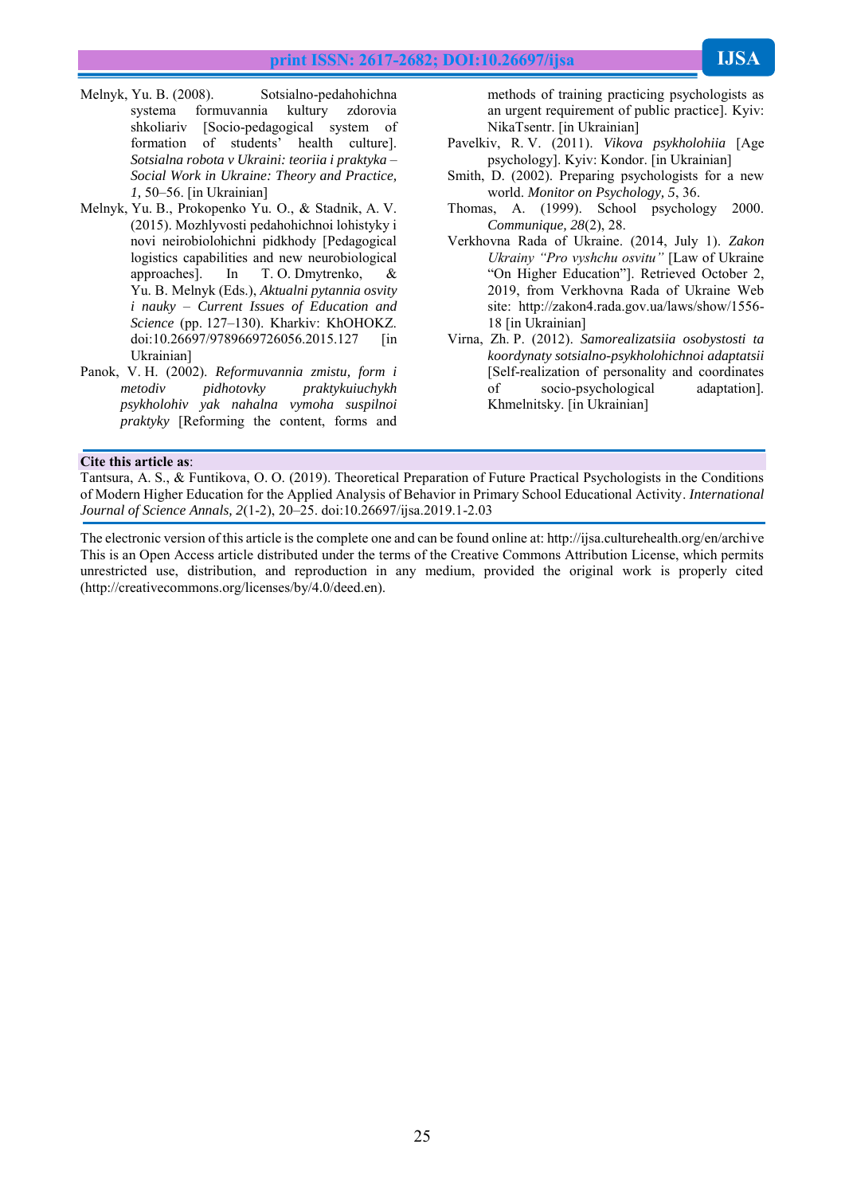Melnyk, Yu. B. (2008). Sotsialno-pedahohichna systema formuvannia kultury zdorovia shkoliariv [Socio-pedagogical system of formation of students' health culture]. *Sotsialna robota v Ukraini: teoriia i praktyka – Social Work in Ukraine: Theory and Practice, 1,* 50–56. [in Ukrainian]

Melnyk, Yu. B., Prokopenko Yu. O., & Stadnik, A. V. (2015). Mozhlyvosti pedahohichnoi lohistyky i novi neirobiolohichni pidkhody [Pedagogical logistics capabilities and new neurobiological approaches]. In T. O. Dmytrenko, & Yu. B. Melnyk (Eds.), *Aktualni pytannia osvity i nauky – Current Issues of Education and Science* (pp. 127–130). Kharkiv: KhOHOKZ. doi:10.26697/9789669726056.2015.127 [in Ukrainian]

Panok, V. H. (2002). *Reformuvannia zmistu, form i metodiv pidhotovky praktykuiuchykh psykholohiv yak nahalna vymoha suspilnoi praktyky* [Reforming the content, forms and methods of training practicing psychologists as an urgent requirement of public practice]. Kyiv: NikaTsentr. [in Ukrainian]

Pavelkiv, R. V. (2011). *Vikova psykholohiia* [Age psychology]. Kyiv: Kondor. [in Ukrainian]

Smith, D. (2002). Preparing psychologists for a new world. *Monitor on Psychology, 5*, 36.

Thomas, A. (1999). School psychology 2000. *Communique, 28*(2), 28.

Verkhovna Rada of Ukraine. (2014, July 1). *Zakon Ukrainy "Pro vyshchu osvitu"* [Law of Ukraine "On Higher Education"]. Retrieved October 2, 2019, from Verkhovna Rada of Ukraine Web site: http://zakon4.rada.gov.ua/laws/show/1556-18 [in Ukrainian]

Virna, Zh. P. (2012). *Samorealizatsiia osobystosti ta koordynaty sotsialno-psykholohichnoi adaptatsii* [Self-realization of personality and coordinates of socio-psychological adaptation]. Khmelnitsky. [in Ukrainian]

**Cite this article as**:

Tantsura, A. S., & Funtikova, O. O. (2019). Theoretical Preparation of Future Practical Psychologists in the Conditions of Modern Higher Education for the Applied Analysis of Behavior in Primary School Educational Activity. *International Journal of Science Annals, 2*(1-2), 20–25. doi:10.26697/ijsa.2019.1-2.03

The electronic version of this article is the complete one and can be found online at: http://ijsa.culturehealth.org/en/archive

This is an Open Access article distributed under the terms of the Creative Commons Attribution License, which permits unrestricted use, distribution, and reproduction in any medium, provided the original work is properly cited (http://creativecommons.org/licenses/by/4.0/deed.en).